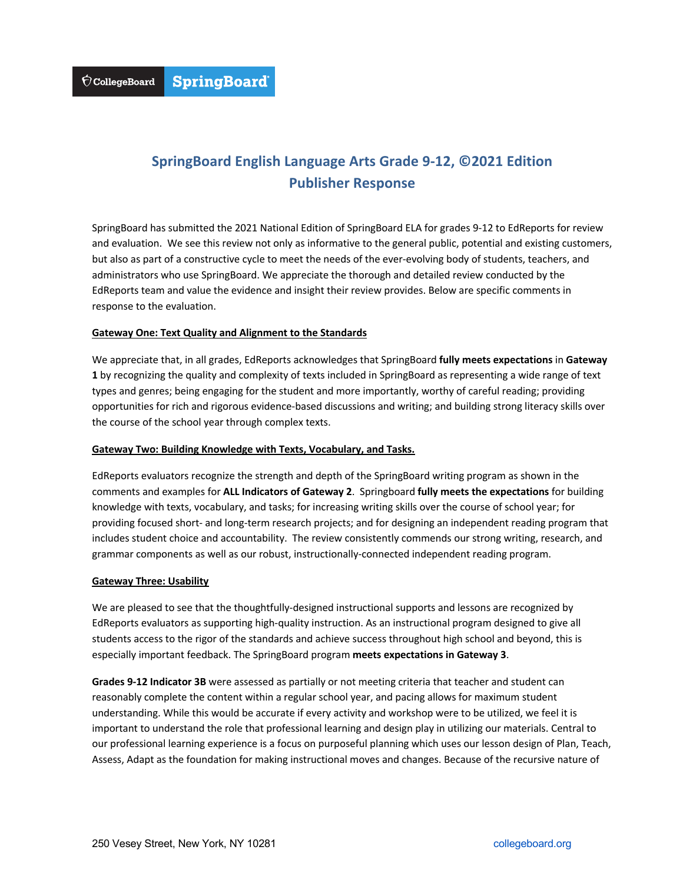CollegeBoard SpringBoard

# SpringBoard English Language Arts Grade 9-12, ©2021 Edition Publisher Response

SpringBoard has submitted the 2021 National Edition of SpringBoard ELA for grades 9-12 to EdReports for review and evaluation. We see this review not only as informative to the general public, potential and existing customers, but also as part of a constructive cycle to meet the needs of the ever-evolving body of students, teachers, and administrators who use SpringBoard. We appreciate the thorough and detailed review conducted by the EdReports team and value the evidence and insight their review provides. Below are specific comments in response to the evaluation.

**Gateway One: Text Quality and Alignment to the Standards**

We appreciate that, in all grades, EdReports acknowledges that SpringBoard **fully meets expectations** in **Gateway 1** by recognizing the quality and complexity of texts included in SpringBoard as representing a wide range of text types and genres; being engaging for the student and more importantly, worthy of careful reading; providing opportunities for rich and rigorous evidence-based discussions and writing; and building strong literacy skills over the course of the school year through complex texts.

**Gateway Two: Building Knowledge with Texts, Vocabulary, and Tasks.**

EdReports evaluators recognize the strength and depth of the SpringBoard writing program as shown in the comments and examples for **ALL Indicators of Gateway 2**. Springboard **fully meets the expectations** for building knowledge with texts, vocabulary, and tasks; for increasing writing skills over the course of school year; for providing focused short- and long-term research projects; and for designing an independent reading program that includes student choice and accountability. The review consistently commends our strong writing, research, and grammar components as well as our robust, instructionally-connected independent reading program.

**Gateway Three: Usability**

We are pleased to see that the thoughtfully-designed instructional supports and lessons are recognized by EdReports evaluators as supporting high-quality instruction. As an instructional program designed to give all students access to the rigor of the standards and achieve success throughout high school and beyond, this is especially important feedback. The SpringBoard program **meets expectations in Gateway 3**.

**Grades 9-12 Indicator 3B** were assessed as partially or not meeting criteria that teacher and student can reasonably complete the content within a regular school year, and pacing allows for maximum student understanding. While this would be accurate if every activity and workshop were to be utilized, we feel it is important to understand the role that professional learning and design play in utilizing our materials. Central to our professional learning experience is a focus on purposeful planning which uses our lesson design of Plan, Teach, Assess, Adapt as the foundation for making instructional moves and changes. Because of the recursive nature of

250 Vesey Street, New York, NY 10281 collegeboard.org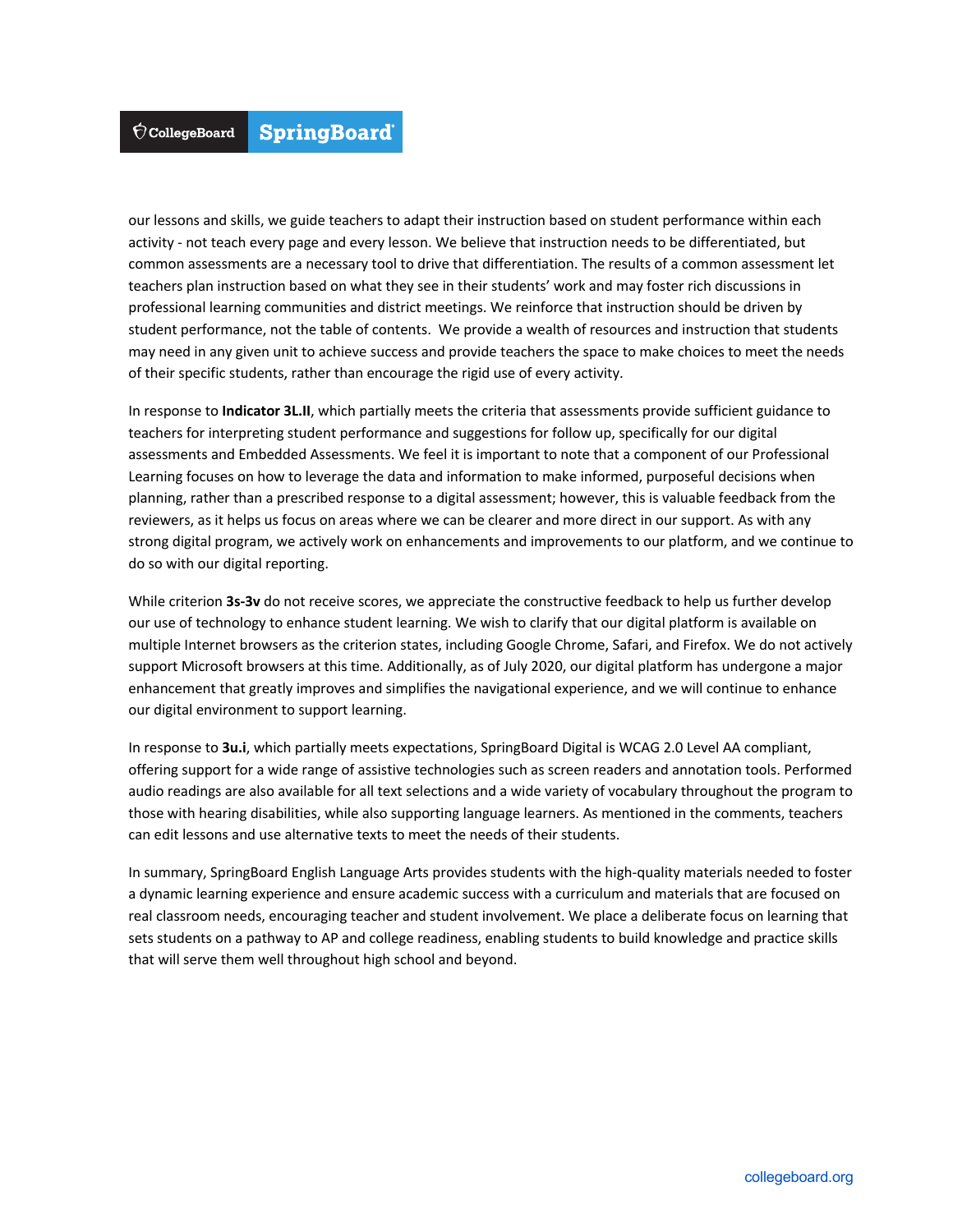our lessons and skills, we guide teachers to adapt their instruction based on student performance within each activity - not teach every page and every lesson. We believe that instruction needs to be differentiated, but common assessments are a necessary tool to drive that differentiation. The results of a common assessment let teachers plan instruction based on what they see in their students' work and may foster rich discussions in professional learning communities and district meetings. We reinforce that instruction should be driven by student performance, not the table of contents. We provide a wealth of resources and instruction that students may need in any given unit to achieve success and provide teachers the space to make choices to meet the needs of their specific students, rather than encourage the rigid use of every activity.

In response to **Indicator 3L.II**, which partially meets the criteria that assessments provide sufficient guidance to teachers for interpreting student performance and suggestions for follow up, specifically for our digital assessments and Embedded Assessments. We feel it is important to note that a component of our Professional Learning focuses on how to leverage the data and information to make informed, purposeful decisions when planning, rather than a prescribed response to a digital assessment; however, this is valuable feedback from the reviewers, as it helps us focus on areas where we can be clearer and more direct in our support. As with any strong digital program, we actively work on enhancements and improvements to our platform, and we continue to do so with our digital reporting.

While criterion **3s-3v** do not receive scores, we appreciate the constructive feedback to help us further develop our use of technology to enhance student learning. We wish to clarify that our digital platform is available on multiple Internet browsers as the criterion states, including Google Chrome, Safari, and Firefox. We do not actively support Microsoft browsers at this time. Additionally, as of July 2020, our digital platform has undergone a major enhancement that greatly improves and simplifies the navigational experience, and we will continue to enhance our digital environment to support learning.

In response to **3u.i**, which partially meets expectations, SpringBoard Digital is WCAG 2.0 Level AA compliant, offering support for a wide range of assistive technologies such as screen readers and annotation tools. Performed audio readings are also available for all text selections and a wide variety of vocabulary throughout the program to those with hearing disabilities, while also supporting language learners. As mentioned in the comments, teachers can edit lessons and use alternative texts to meet the needs of their students.

In summary, SpringBoard English Language Arts provides students with the high-quality materials needed to foster a dynamic learning experience and ensure academic success with a curriculum and materials that are focused on real classroom needs, encouraging teacher and student involvement. We place a deliberate focus on learning that sets students on a pathway to AP and college readiness, enabling students to build knowledge and practice skills that will serve them well throughout high school and beyond.